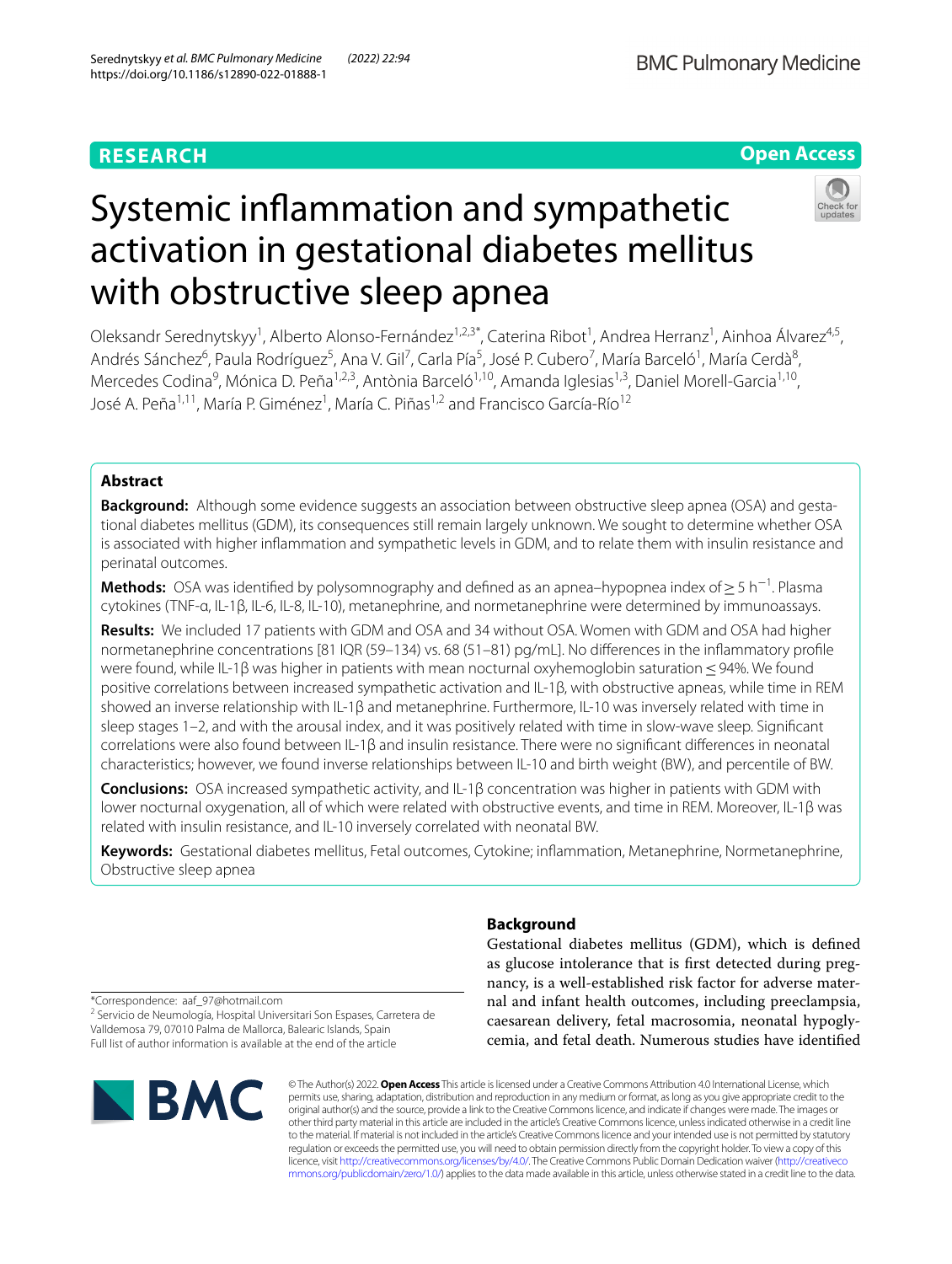RESEARCH

Open Access

# Systemic inflammation and sympathetic activation in gestational diabetes mellitus with obstructive sleep apnea

Oleksandr Serednytskyy[1], Alberto Alonso-Fernández[1,2,3*], Caterina Ribot[1], Andrea Herranz[1], Ainhoa Álvarez[4,5], Andrés Sánchez[6], Paula Rodríguez[5], Ana V. Gil[7], Carla Pía[5], José P. Cubero[7], María Barceló[1], María Cerdà[8], Mercedes Codina[9], Mónica D. Peña[1,2,3], Antònia Barceló[1,10], Amanda Iglesias[1,3], Daniel Morell-Garcia[1,10], José A. Peña[1,11], María P. Giménez[1], María C. Piñas[1,2] and Francisco García-Río[12]

## Abstract

**Background:** Although some evidence suggests an association between obstructive sleep apnea (OSA) and gestational diabetes mellitus (GDM), its consequences still remain largely unknown. We sought to determine whether OSA is associated with higher inflammation and sympathetic levels in GDM, and to relate them with insulin resistance and perinatal outcomes.

**Methods:** OSA was identified by polysomnography and defined as an apnea–hypopnea index of $\geq 5\ h^{-1}$. Plasma cytokines (TNF-α, IL-1β, IL-6, IL-8, IL-10), metanephrine, and normetanephrine were determined by immunoassays.

**Results:** We included 17 patients with GDM and OSA and 34 without OSA. Women with GDM and OSA had higher normetanephrine concentrations [81 IQR (59–134) vs. 68 (51–81) pg/mL]. No differences in the inflammatory profile were found, while IL-1β was higher in patients with mean nocturnal oxyhemoglobin saturation ≤ 94%. We found positive correlations between increased sympathetic activation and IL-1β, with obstructive apneas, while time in REM showed an inverse relationship with IL-1β and metanephrine. Furthermore, IL-10 was inversely related with time in sleep stages 1–2, and with the arousal index, and it was positively related with time in slow-wave sleep. Significant correlations were also found between IL-1β and insulin resistance. There were no significant differences in neonatal characteristics; however, we found inverse relationships between IL-10 and birth weight (BW), and percentile of BW.

**Conclusions:** OSA increased sympathetic activity, and IL-1β concentration was higher in patients with GDM with lower nocturnal oxygenation, all of which were related with obstructive events, and time in REM. Moreover, IL-1β was related with insulin resistance, and IL-10 inversely correlated with neonatal BW.

**Keywords:** Gestational diabetes mellitus, Fetal outcomes, Cytokine; inflammation, Metanephrine, Normetanephrine, Obstructive sleep apnea

## Background

Gestational diabetes mellitus (GDM), which is defined as glucose intolerance that is first detected during pregnancy, is a well-established risk factor for adverse maternal and infant health outcomes, including preeclampsia, caesarean delivery, fetal macrosomia, neonatal hypoglycemia, and fetal death. Numerous studies have identified

*Correspondence: aaf_97@hotmail.com
[2] Servicio de Neumología, Hospital Universitari Son Espases, Carretera de Valldemosa 79, 07010 Palma de Mallorca, Balearic Islands, Spain
Full list of author information is available at the end of the article

© The Author(s) 2022. **Open Access** This article is licensed under a Creative Commons Attribution 4.0 International License, which permits use, sharing, adaptation, distribution and reproduction in any medium or format, as long as you give appropriate credit to the original author(s) and the source, provide a link to the Creative Commons licence, and indicate if changes were made. The images or other third party material in this article are included in the article's Creative Commons licence, unless indicated otherwise in a credit line to the material. If material is not included in the article's Creative Commons licence and your intended use is not permitted by statutory regulation or exceeds the permitted use, you will need to obtain permission directly from the copyright holder. To view a copy of this licence, visit http://creativecommons.org/licenses/by/4.0/. The Creative Commons Public Domain Dedication waiver (http://creativecommons.org/publicdomain/zero/1.0/) applies to the data made available in this article, unless otherwise stated in a credit line to the data.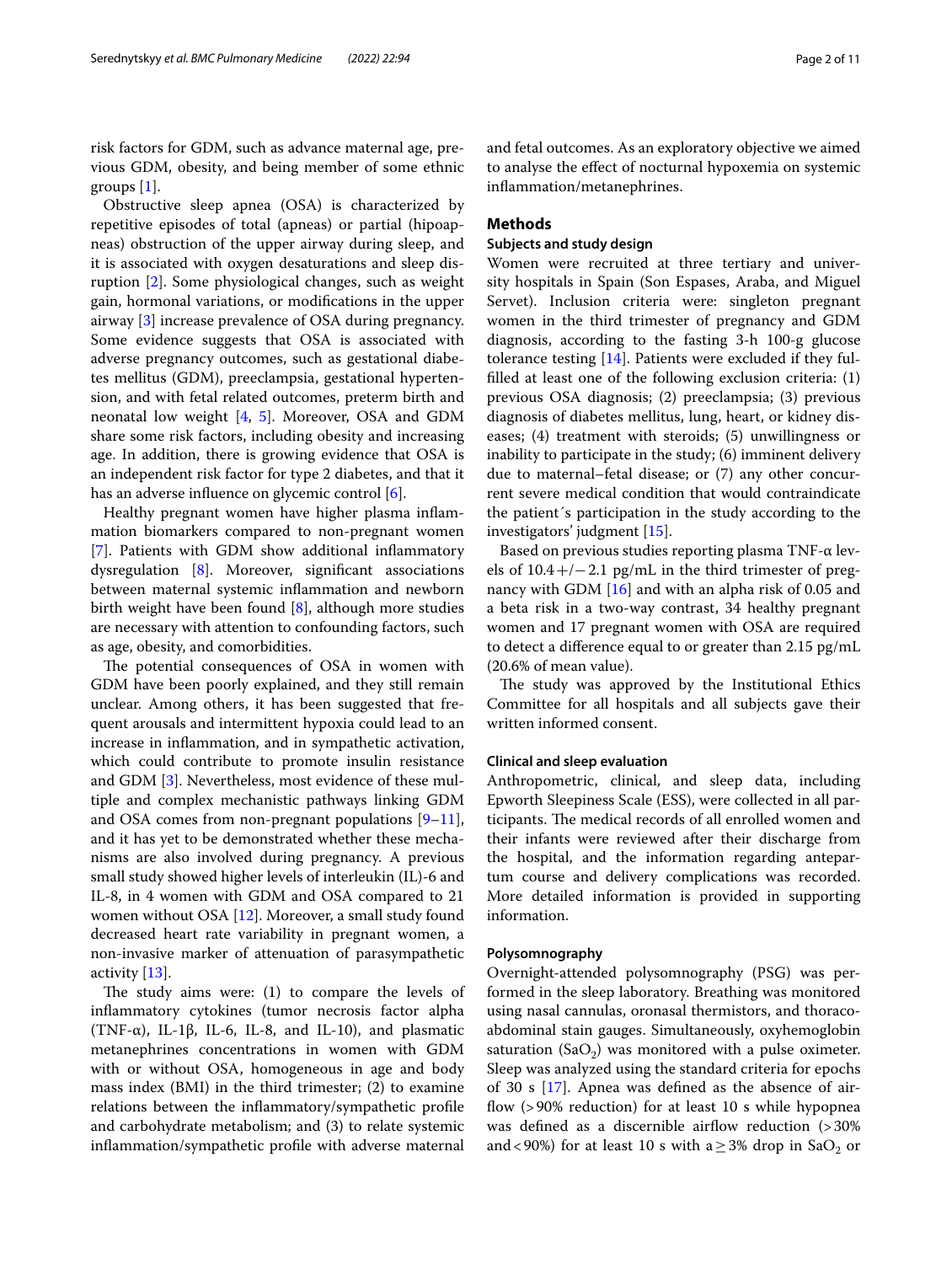risk factors for GDM, such as advance maternal age, previous GDM, obesity, and being member of some ethnic groups [1].

Obstructive sleep apnea (OSA) is characterized by repetitive episodes of total (apneas) or partial (hipoapneas) obstruction of the upper airway during sleep, and it is associated with oxygen desaturations and sleep disruption [2]. Some physiological changes, such as weight gain, hormonal variations, or modifications in the upper airway [3] increase prevalence of OSA during pregnancy. Some evidence suggests that OSA is associated with adverse pregnancy outcomes, such as gestational diabetes mellitus (GDM), preeclampsia, gestational hypertension, and with fetal related outcomes, preterm birth and neonatal low weight [4, 5]. Moreover, OSA and GDM share some risk factors, including obesity and increasing age. In addition, there is growing evidence that OSA is an independent risk factor for type 2 diabetes, and that it has an adverse influence on glycemic control [6].

Healthy pregnant women have higher plasma inflammation biomarkers compared to non-pregnant women [7]. Patients with GDM show additional inflammatory dysregulation [8]. Moreover, significant associations between maternal systemic inflammation and newborn birth weight have been found [8], although more studies are necessary with attention to confounding factors, such as age, obesity, and comorbidities.

The potential consequences of OSA in women with GDM have been poorly explained, and they still remain unclear. Among others, it has been suggested that frequent arousals and intermittent hypoxia could lead to an increase in inflammation, and in sympathetic activation, which could contribute to promote insulin resistance and GDM [3]. Nevertheless, most evidence of these multiple and complex mechanistic pathways linking GDM and OSA comes from non-pregnant populations [9–11], and it has yet to be demonstrated whether these mechanisms are also involved during pregnancy. A previous small study showed higher levels of interleukin (IL)-6 and IL-8, in 4 women with GDM and OSA compared to 21 women without OSA [12]. Moreover, a small study found decreased heart rate variability in pregnant women, a non-invasive marker of attenuation of parasympathetic activity [13].

The study aims were: (1) to compare the levels of inflammatory cytokines (tumor necrosis factor alpha (TNF-α), IL-1β, IL-6, IL-8, and IL-10), and plasmatic metanephrines concentrations in women with GDM with or without OSA, homogeneous in age and body mass index (BMI) in the third trimester; (2) to examine relations between the inflammatory/sympathetic profile and carbohydrate metabolism; and (3) to relate systemic inflammation/sympathetic profile with adverse maternal and fetal outcomes. As an exploratory objective we aimed to analyse the effect of nocturnal hypoxemia on systemic inflammation/metanephrines.

## Methods

### Subjects and study design

Women were recruited at three tertiary and university hospitals in Spain (Son Espases, Araba, and Miguel Servet). Inclusion criteria were: singleton pregnant women in the third trimester of pregnancy and GDM diagnosis, according to the fasting 3-h 100-g glucose tolerance testing [14]. Patients were excluded if they fulfilled at least one of the following exclusion criteria: (1) previous OSA diagnosis; (2) preeclampsia; (3) previous diagnosis of diabetes mellitus, lung, heart, or kidney diseases; (4) treatment with steroids; (5) unwillingness or inability to participate in the study; (6) imminent delivery due to maternal–fetal disease; or (7) any other concurrent severe medical condition that would contraindicate the patient´s participation in the study according to the investigators' judgment [15].

Based on previous studies reporting plasma TNF-α levels of 10.4+/−2.1 pg/mL in the third trimester of pregnancy with GDM [16] and with an alpha risk of 0.05 and a beta risk in a two-way contrast, 34 healthy pregnant women and 17 pregnant women with OSA are required to detect a difference equal to or greater than 2.15 pg/mL (20.6% of mean value).

The study was approved by the Institutional Ethics Committee for all hospitals and all subjects gave their written informed consent.

### Clinical and sleep evaluation

Anthropometric, clinical, and sleep data, including Epworth Sleepiness Scale (ESS), were collected in all participants. The medical records of all enrolled women and their infants were reviewed after their discharge from the hospital, and the information regarding antepartum course and delivery complications was recorded. More detailed information is provided in supporting information.

### Polysomnography

Overnight-attended polysomnography (PSG) was performed in the sleep laboratory. Breathing was monitored using nasal cannulas, oronasal thermistors, and thoracoabdominal stain gauges. Simultaneously, oxyhemoglobin saturation ($SaO_2$) was monitored with a pulse oximeter. Sleep was analyzed using the standard criteria for epochs of 30 s [17]. Apnea was defined as the absence of airflow (>90% reduction) for at least 10 s while hypopnea was defined as a discernible airflow reduction (>30% and <90%) for at least 10 s with a ≥3% drop in $SaO_2$ or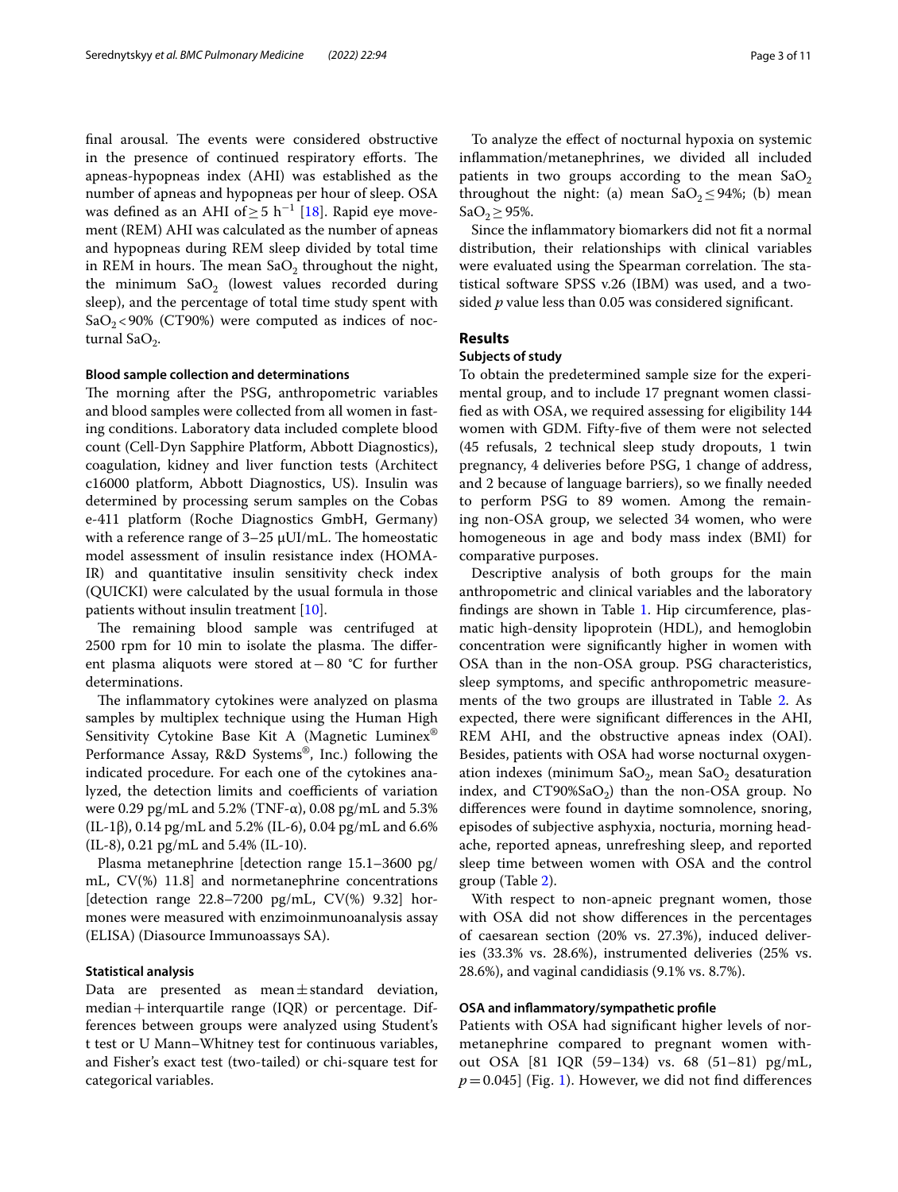final arousal. The events were considered obstructive in the presence of continued respiratory efforts. The apneas-hypopneas index (AHI) was established as the number of apneas and hypopneas per hour of sleep. OSA was defined as an AHI of $\geq 5\ h^{-1}$ [18]. Rapid eye movement (REM) AHI was calculated as the number of apneas and hypopneas during REM sleep divided by total time in REM in hours. The mean $SaO_2$ throughout the night, the minimum $SaO_2$ (lowest values recorded during sleep), and the percentage of total time study spent with $SaO_2 < 90\%$ (CT90%) were computed as indices of nocturnal $SaO_2$.

#### Blood sample collection and determinations

The morning after the PSG, anthropometric variables and blood samples were collected from all women in fasting conditions. Laboratory data included complete blood count (Cell-Dyn Sapphire Platform, Abbott Diagnostics), coagulation, kidney and liver function tests (Architect c16000 platform, Abbott Diagnostics, US). Insulin was determined by processing serum samples on the Cobas e-411 platform (Roche Diagnostics GmbH, Germany) with a reference range of 3–25 µUI/mL. The homeostatic model assessment of insulin resistance index (HOMA-IR) and quantitative insulin sensitivity check index (QUICKI) were calculated by the usual formula in those patients without insulin treatment [10].

The remaining blood sample was centrifuged at 2500 rpm for 10 min to isolate the plasma. The different plasma aliquots were stored at −80 °C for further determinations.

The inflammatory cytokines were analyzed on plasma samples by multiplex technique using the Human High Sensitivity Cytokine Base Kit A (Magnetic Luminex® Performance Assay, R&D Systems®, Inc.) following the indicated procedure. For each one of the cytokines analyzed, the detection limits and coefficients of variation were 0.29 pg/mL and 5.2% (TNF-α), 0.08 pg/mL and 5.3% (IL-1β), 0.14 pg/mL and 5.2% (IL-6), 0.04 pg/mL and 6.6% (IL-8), 0.21 pg/mL and 5.4% (IL-10).

Plasma metanephrine [detection range 15.1–3600 pg/mL, CV(%) 11.8] and normetanephrine concentrations [detection range 22.8–7200 pg/mL, CV(%) 9.32] hormones were measured with enzimoinmunoanalysis assay (ELISA) (Diasource Immunoassays SA).

#### Statistical analysis

Data are presented as mean ± standard deviation, median + interquartile range (IQR) or percentage. Differences between groups were analyzed using Student's t test or U Mann–Whitney test for continuous variables, and Fisher's exact test (two-tailed) or chi-square test for categorical variables.

To analyze the effect of nocturnal hypoxia on systemic inflammation/metanephrines, we divided all included patients in two groups according to the mean $SaO_2$ throughout the night: (a) mean $SaO_2 \leq 94\%$; (b) mean $SaO_2 \geq 95\%$.

Since the inflammatory biomarkers did not fit a normal distribution, their relationships with clinical variables were evaluated using the Spearman correlation. The statistical software SPSS v.26 (IBM) was used, and a two-sided $p$ value less than 0.05 was considered significant.

## Results

#### Subjects of study

To obtain the predetermined sample size for the experimental group, and to include 17 pregnant women classified as with OSA, we required assessing for eligibility 144 women with GDM. Fifty-five of them were not selected (45 refusals, 2 technical sleep study dropouts, 1 twin pregnancy, 4 deliveries before PSG, 1 change of address, and 2 because of language barriers), so we finally needed to perform PSG to 89 women. Among the remaining non-OSA group, we selected 34 women, who were homogeneous in age and body mass index (BMI) for comparative purposes.

Descriptive analysis of both groups for the main anthropometric and clinical variables and the laboratory findings are shown in Table 1. Hip circumference, plasmatic high-density lipoprotein (HDL), and hemoglobin concentration were significantly higher in women with OSA than in the non-OSA group. PSG characteristics, sleep symptoms, and specific anthropometric measurements of the two groups are illustrated in Table 2. As expected, there were significant differences in the AHI, REM AHI, and the obstructive apneas index (OAI). Besides, patients with OSA had worse nocturnal oxygenation indexes (minimum $SaO_2$, mean $SaO_2$ desaturation index, and CT90%$SaO_2$) than the non-OSA group. No differences were found in daytime somnolence, snoring, episodes of subjective asphyxia, nocturia, morning headache, reported apneas, unrefreshing sleep, and reported sleep time between women with OSA and the control group (Table 2).

With respect to non-apneic pregnant women, those with OSA did not show differences in the percentages of caesarean section (20% vs. 27.3%), induced deliveries (33.3% vs. 28.6%), instrumented deliveries (25% vs. 28.6%), and vaginal candidiasis (9.1% vs. 8.7%).

#### OSA and inflammatory/sympathetic profile

Patients with OSA had significant higher levels of normetanephrine compared to pregnant women without OSA [81 IQR (59–134) vs. 68 (51–81) pg/mL, $p = 0.045$] (Fig. 1). However, we did not find differences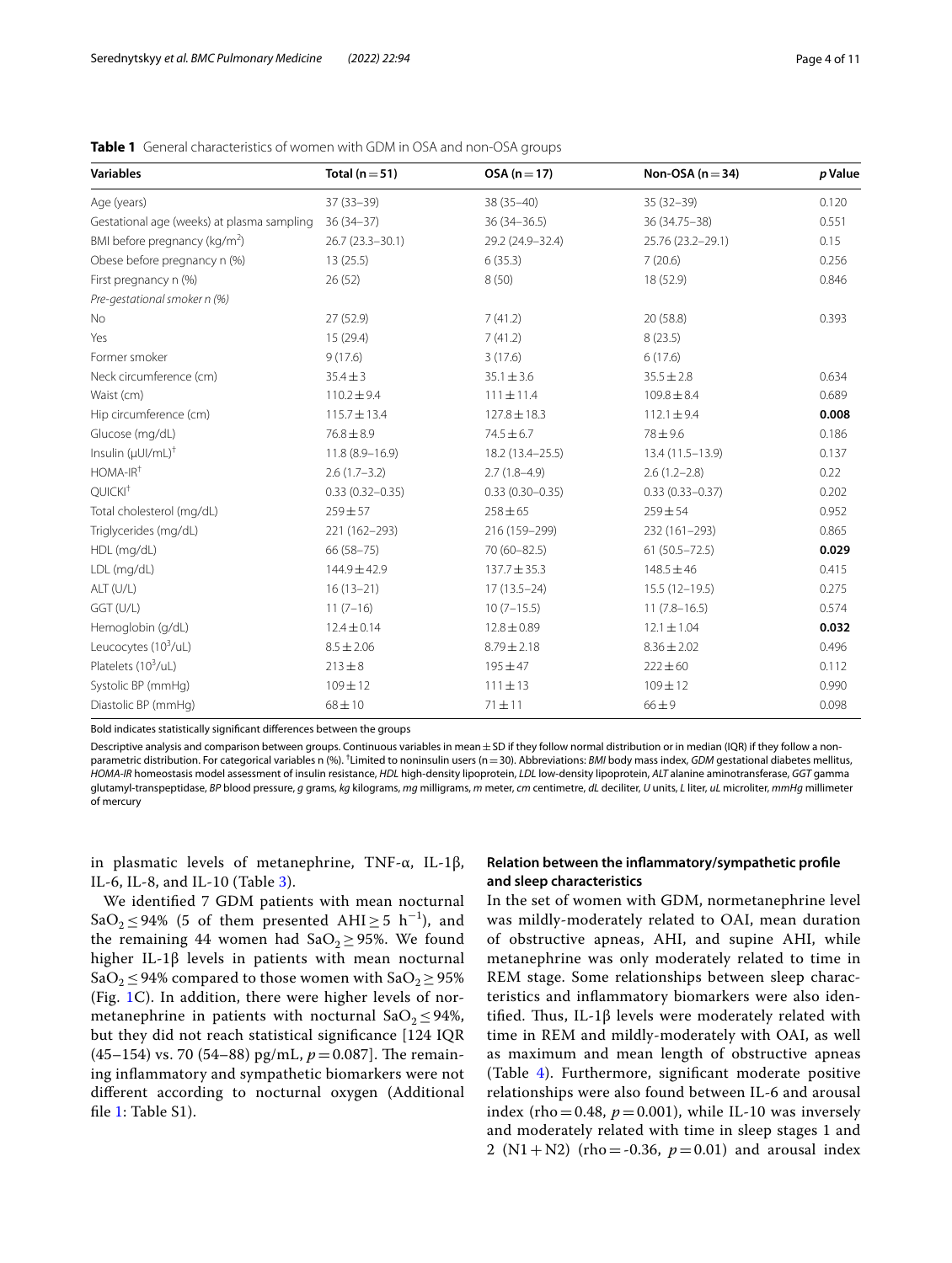**Table 1** General characteristics of women with GDM in OSA and non-OSA groups

| Variables | Total (n = 51) | OSA (n = 17) | Non-OSA (n = 34) | p Value |
|---|---|---|---|---|
| Age (years) | 37 (33–39) | 38 (35–40) | 35 (32–39) | 0.120 |
| Gestational age (weeks) at plasma sampling | 36 (34–37) | 36 (34–36.5) | 36 (34.75–38) | 0.551 |
| BMI before pregnancy (kg/m$^2$) | 26.7 (23.3–30.1) | 29.2 (24.9–32.4) | 25.76 (23.2–29.1) | 0.15 |
| Obese before pregnancy n (%) | 13 (25.5) | 6 (35.3) | 7 (20.6) | 0.256 |
| First pregnancy n (%) | 26 (52) | 8 (50) | 18 (52.9) | 0.846 |
| *Pre-gestational smoker n (%)* | | | | |
| No | 27 (52.9) | 7 (41.2) | 20 (58.8) | 0.393 |
| Yes | 15 (29.4) | 7 (41.2) | 8 (23.5) | |
| Former smoker | 9 (17.6) | 3 (17.6) | 6 (17.6) | |
| Neck circumference (cm) | 35.4 ± 3 | 35.1 ± 3.6 | 35.5 ± 2.8 | 0.634 |
| Waist (cm) | 110.2 ± 9.4 | 111 ± 11.4 | 109.8 ± 8.4 | 0.689 |
| Hip circumference (cm) | 115.7 ± 13.4 | 127.8 ± 18.3 | 112.1 ± 9.4 | **0.008** |
| Glucose (mg/dL) | 76.8 ± 8.9 | 74.5 ± 6.7 | 78 ± 9.6 | 0.186 |
| Insulin (µUI/mL)[†] | 11.8 (8.9–16.9) | 18.2 (13.4–25.5) | 13.4 (11.5–13.9) | 0.137 |
| HOMA-IR[†] | 2.6 (1.7–3.2) | 2.7 (1.8–4.9) | 2.6 (1.2–2.8) | 0.22 |
| QUICKI[†] | 0.33 (0.32–0.35) | 0.33 (0.30–0.35) | 0.33 (0.33–0.37) | 0.202 |
| Total cholesterol (mg/dL) | 259 ± 57 | 258 ± 65 | 259 ± 54 | 0.952 |
| Triglycerides (mg/dL) | 221 (162–293) | 216 (159–299) | 232 (161–293) | 0.865 |
| HDL (mg/dL) | 66 (58–75) | 70 (60–82.5) | 61 (50.5–72.5) | **0.029** |
| LDL (mg/dL) | 144.9 ± 42.9 | 137.7 ± 35.3 | 148.5 ± 46 | 0.415 |
| ALT (U/L) | 16 (13–21) | 17 (13.5–24) | 15.5 (12–19.5) | 0.275 |
| GGT (U/L) | 11 (7–16) | 10 (7–15.5) | 11 (7.8–16.5) | 0.574 |
| Hemoglobin (g/dL) | 12.4 ± 0.14 | 12.8 ± 0.89 | 12.1 ± 1.04 | **0.032** |
| Leucocytes (10$^3$/uL) | 8.5 ± 2.06 | 8.79 ± 2.18 | 8.36 ± 2.02 | 0.496 |
| Platelets (10$^3$/uL) | 213 ± 8 | 195 ± 47 | 222 ± 60 | 0.112 |
| Systolic BP (mmHg) | 109 ± 12 | 111 ± 13 | 109 ± 12 | 0.990 |
| Diastolic BP (mmHg) | 68 ± 10 | 71 ± 11 | 66 ± 9 | 0.098 |

Bold indicates statistically significant differences between the groups

Descriptive analysis and comparison between groups. Continuous variables in mean ± SD if they follow normal distribution or in median (IQR) if they follow a non-parametric distribution. For categorical variables n (%). [†]Limited to noninsulin users (n = 30). Abbreviations: *BMI* body mass index, *GDM* gestational diabetes mellitus, *HOMA-IR* homeostasis model assessment of insulin resistance, *HDL* high-density lipoprotein, *LDL* low-density lipoprotein, *ALT* alanine aminotransferase, *GGT* gamma glutamyl-transpeptidase, *BP* blood pressure, *g* grams, *kg* kilograms, *mg* milligrams, *m* meter, *cm* centimetre, *dL* deciliter, *U* units, *L* liter, *uL* microliter, *mmHg* millimeter of mercury

in plasmatic levels of metanephrine, TNF-α, IL-1β, IL-6, IL-8, and IL-10 (Table 3).

We identified 7 GDM patients with mean nocturnal $SaO_2 \leq 94\%$ (5 of them presented AHI ≥ 5 $h^{-1}$), and the remaining 44 women had $SaO_2 \geq 95\%$. We found higher IL-1β levels in patients with mean nocturnal $SaO_2 \leq 94\%$ compared to those women with $SaO_2 \geq 95\%$ (Fig. 1C). In addition, there were higher levels of normetanephrine in patients with nocturnal $SaO_2 \leq 94\%$, but they did not reach statistical significance [124 IQR (45–154) vs. 70 (54–88) pg/mL, $p = 0.087$]. The remaining inflammatory and sympathetic biomarkers were not different according to nocturnal oxygen (Additional file 1: Table S1).

### Relation between the inflammatory/sympathetic profile and sleep characteristics

In the set of women with GDM, normetanephrine level was mildly-moderately related to OAI, mean duration of obstructive apneas, AHI, and supine AHI, while metanephrine was only moderately related to time in REM stage. Some relationships between sleep characteristics and inflammatory biomarkers were also identified. Thus, IL-1β levels were moderately related with time in REM and mildly-moderately with OAI, as well as maximum and mean length of obstructive apneas (Table 4). Furthermore, significant moderate positive relationships were also found between IL-6 and arousal index (rho = 0.48, $p = 0.001$), while IL-10 was inversely and moderately related with time in sleep stages 1 and 2 (N1 + N2) (rho = -0.36, $p = 0.01$) and arousal index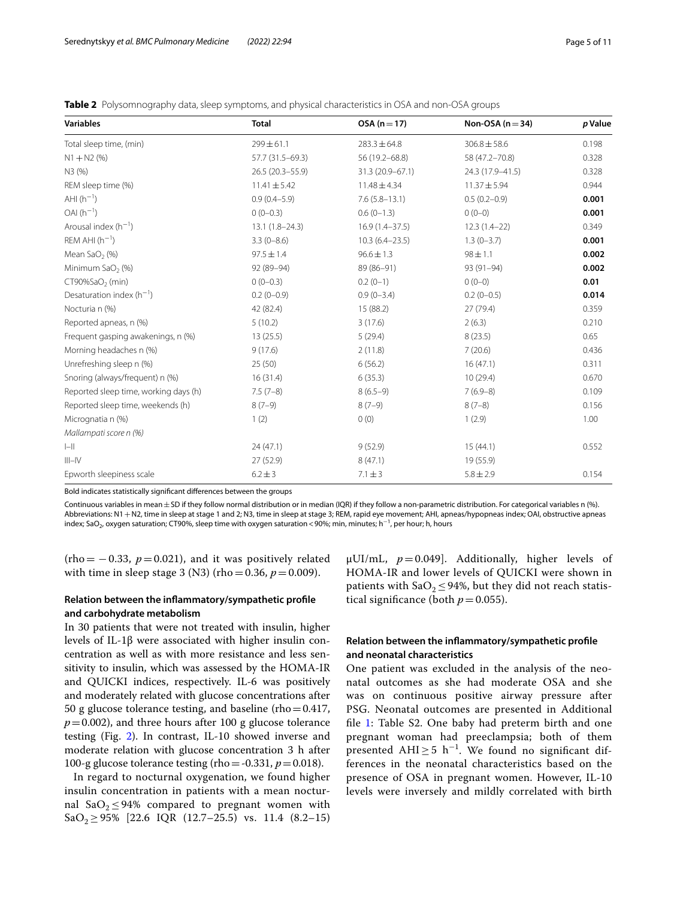**Table 2** Polysomnography data, sleep symptoms, and physical characteristics in OSA and non-OSA groups

| Variables | Total | OSA (n = 17) | Non-OSA (n = 34) | p Value |
|---|---|---|---|---|
| Total sleep time, (min) | 299 ± 61.1 | 283.3 ± 64.8 | 306.8 ± 58.6 | 0.198 |
| N1 + N2 (%) | 57.7 (31.5–69.3) | 56 (19.2–68.8) | 58 (47.2–70.8) | 0.328 |
| N3 (%) | 26.5 (20.3–55.9) | 31.3 (20.9–67.1) | 24.3 (17.9–41.5) | 0.328 |
| REM sleep time (%) | 11.41 ± 5.42 | 11.48 ± 4.34 | 11.37 ± 5.94 | 0.944 |
| AHI ($h^{-1}$) | 0.9 (0.4–5.9) | 7.6 (5.8–13.1) | 0.5 (0.2–0.9) | **0.001** |
| OAI ($h^{-1}$) | 0 (0–0.3) | 0.6 (0–1.3) | 0 (0–0) | **0.001** |
| Arousal index ($h^{-1}$) | 13.1 (1.8–24.3) | 16.9 (1.4–37.5) | 12.3 (1.4–22) | 0.349 |
| REM AHI ($h^{-1}$) | 3.3 (0–8.6) | 10.3 (6.4–23.5) | 1.3 (0–3.7) | **0.001** |
| Mean $SaO_2$ (%) | 97.5 ± 1.4 | 96.6 ± 1.3 | 98 ± 1.1 | **0.002** |
| Minimum $SaO_2$ (%) | 92 (89–94) | 89 (86–91) | 93 (91–94) | **0.002** |
| CT90%$SaO_2$ (min) | 0 (0–0.3) | 0.2 (0–1) | 0 (0–0) | **0.01** |
| Desaturation index ($h^{-1}$) | 0.2 (0–0.9) | 0.9 (0–3.4) | 0.2 (0–0.5) | **0.014** |
| Nocturia n (%) | 42 (82.4) | 15 (88.2) | 27 (79.4) | 0.359 |
| Reported apneas, n (%) | 5 (10.2) | 3 (17.6) | 2 (6.3) | 0.210 |
| Frequent gasping awakenings, n (%) | 13 (25.5) | 5 (29.4) | 8 (23.5) | 0.65 |
| Morning headaches n (%) | 9 (17.6) | 2 (11.8) | 7 (20.6) | 0.436 |
| Unrefreshing sleep n (%) | 25 (50) | 6 (56.2) | 16 (47.1) | 0.311 |
| Snoring (always/frequent) n (%) | 16 (31.4) | 6 (35.3) | 10 (29.4) | 0.670 |
| Reported sleep time, working days (h) | 7.5 (7–8) | 8 (6.5–9) | 7 (6.9–8) | 0.109 |
| Reported sleep time, weekends (h) | 8 (7–9) | 8 (7–9) | 8 (7–8) | 0.156 |
| Micrognatia n (%) | 1 (2) | 0 (0) | 1 (2.9) | 1.00 |
| *Mallampati score n (%)* | | | | |
| I–II | 24 (47.1) | 9 (52.9) | 15 (44.1) | 0.552 |
| III–IV | 27 (52.9) | 8 (47.1) | 19 (55.9) | |
| Epworth sleepiness scale | 6.2 ± 3 | 7.1 ± 3 | 5.8 ± 2.9 | 0.154 |

Bold indicates statistically significant differences between the groups

Continuous variables in mean ± SD if they follow normal distribution or in median (IQR) if they follow a non-parametric distribution. For categorical variables n (%). Abbreviations: N1 + N2, time in sleep at stage 1 and 2; N3, time in sleep at stage 3; REM, rapid eye movement; AHI, apneas/hypopneas index; OAI, obstructive apneas index; $SaO_2$, oxygen saturation; CT90%, sleep time with oxygen saturation < 90%; min, minutes; $h^{-1}$, per hour; h, hours

(rho = −0.33, $p = 0.021$), and it was positively related with time in sleep stage 3 (N3) (rho = 0.36, $p = 0.009$).

### Relation between the inflammatory/sympathetic profile and carbohydrate metabolism

In 30 patients that were not treated with insulin, higher levels of IL-1β were associated with higher insulin concentration as well as with more resistance and less sensitivity to insulin, which was assessed by the HOMA-IR and QUICKI indices, respectively. IL-6 was positively and moderately related with glucose concentrations after 50 g glucose tolerance testing, and baseline (rho = 0.417, $p = 0.002$), and three hours after 100 g glucose tolerance testing (Fig. 2). In contrast, IL-10 showed inverse and moderate relation with glucose concentration 3 h after 100-g glucose tolerance testing (rho = -0.331, $p = 0.018$).

In regard to nocturnal oxygenation, we found higher insulin concentration in patients with a mean nocturnal $SaO_2 \leq 94\%$ compared to pregnant women with $SaO_2 \geq 95\%$ [22.6 IQR (12.7–25.5) vs. 11.4 (8.2–15) μUI/mL, $p = 0.049$]. Additionally, higher levels of HOMA-IR and lower levels of QUICKI were shown in patients with $SaO_2 \leq 94\%$, but they did not reach statistical significance (both $p = 0.055$).

### Relation between the inflammatory/sympathetic profile and neonatal characteristics

One patient was excluded in the analysis of the neonatal outcomes as she had moderate OSA and she was on continuous positive airway pressure after PSG. Neonatal outcomes are presented in Additional file 1: Table S2. One baby had preterm birth and one pregnant woman had preeclampsia; both of them presented AHI ≥ 5 $h^{-1}$. We found no significant differences in the neonatal characteristics based on the presence of OSA in pregnant women. However, IL-10 levels were inversely and mildly correlated with birth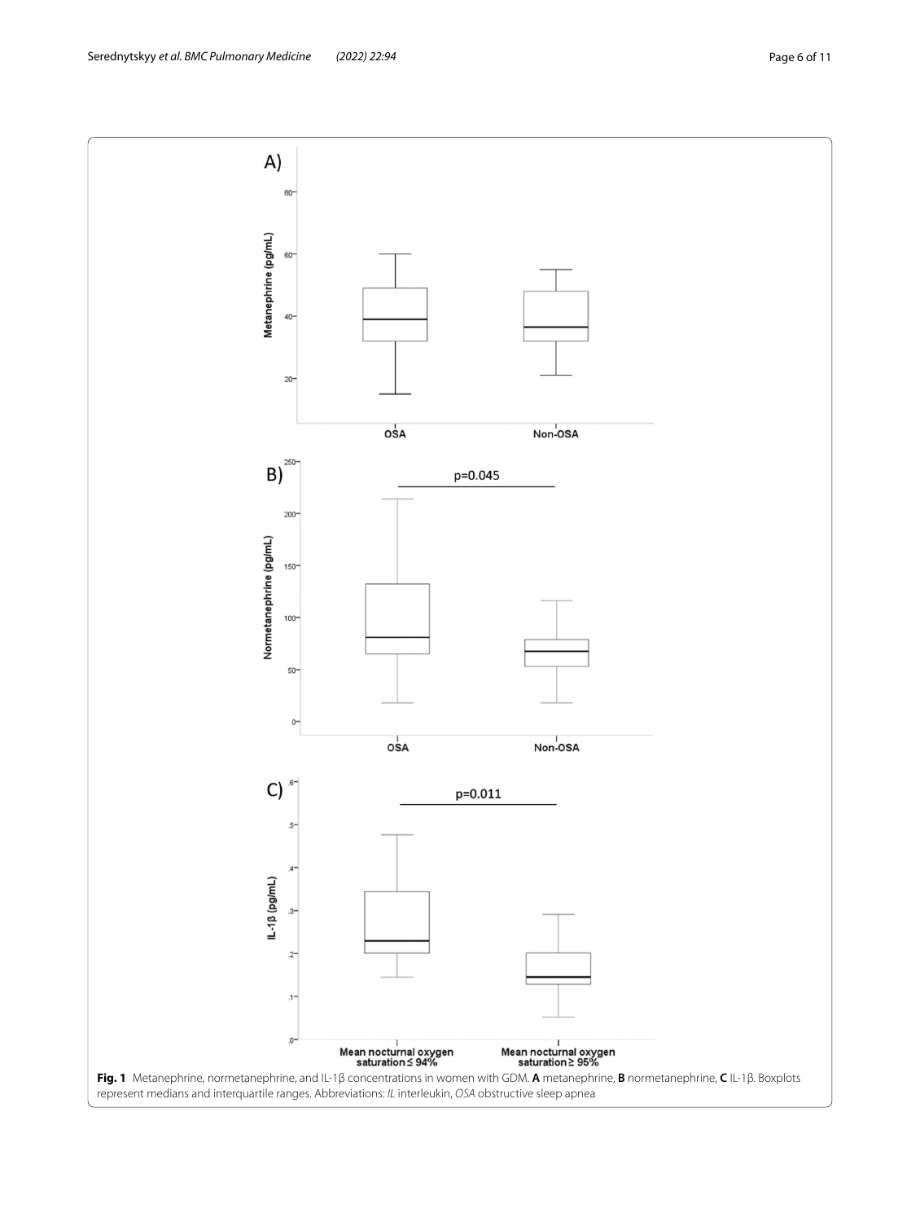**Fig. 1** Metanephrine, normetanephrine, and IL-1β concentrations in women with GDM. **A** metanephrine, **B** normetanephrine, **C** IL-1β. Boxplots represent medians and interquartile ranges. Abbreviations: *IL* interleukin, *OSA* obstructive sleep apnea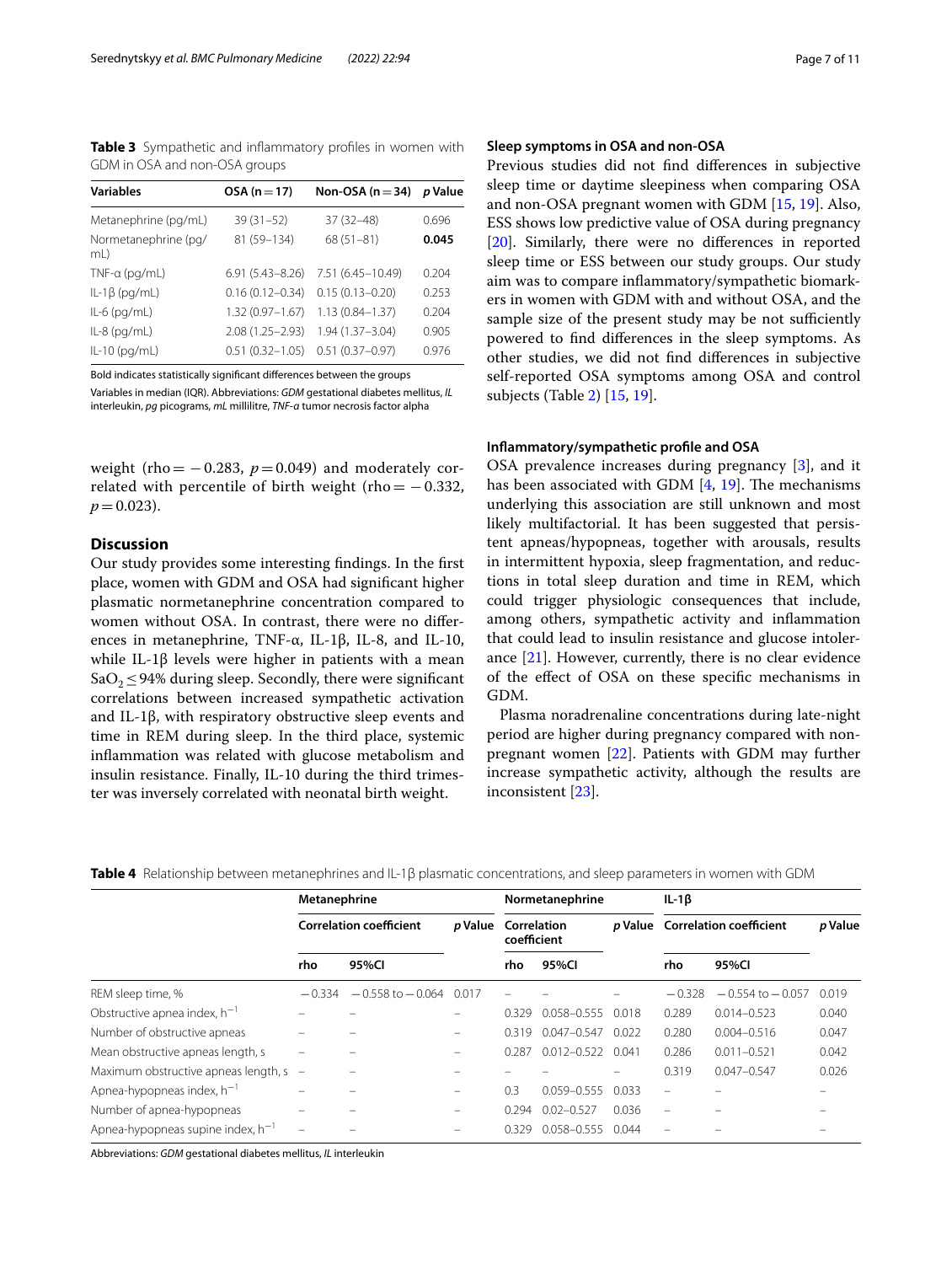**Table 3** Sympathetic and inflammatory profiles in women with GDM in OSA and non-OSA groups

| Variables | OSA (n = 17) | Non-OSA (n = 34) | *p* Value |
|---|---|---|---|
| Metanephrine (pg/mL) | 39 (31–52) | 37 (32–48) | 0.696 |
| Normetanephrine (pg/mL) | 81 (59–134) | 68 (51–81) | **0.045** |
| TNF-α (pg/mL) | 6.91 (5.43–8.26) | 7.51 (6.45–10.49) | 0.204 |
| IL-1β (pg/mL) | 0.16 (0.12–0.34) | 0.15 (0.13–0.20) | 0.253 |
| IL-6 (pg/mL) | 1.32 (0.97–1.67) | 1.13 (0.84–1.37) | 0.204 |
| IL-8 (pg/mL) | 2.08 (1.25–2.93) | 1.94 (1.37–3.04) | 0.905 |
| IL-10 (pg/mL) | 0.51 (0.32–1.05) | 0.51 (0.37–0.97) | 0.976 |

Bold indicates statistically significant differences between the groups

Variables in median (IQR). Abbreviations: *GDM* gestational diabetes mellitus, *IL* interleukin, *pg* picograms, *mL* millilitre, *TNF-α* tumor necrosis factor alpha

weight (rho = −0.283, $p = 0.049$) and moderately correlated with percentile of birth weight (rho = −0.332, $p = 0.023$).

## Discussion

Our study provides some interesting findings. In the first place, women with GDM and OSA had significant higher plasmatic normetanephrine concentration compared to women without OSA. In contrast, there were no differences in metanephrine, TNF-α, IL-1β, IL-8, and IL-10, while IL-1β levels were higher in patients with a mean $SaO_2 \leq 94\%$ during sleep. Secondly, there were significant correlations between increased sympathetic activation and IL-1β, with respiratory obstructive sleep events and time in REM during sleep. In the third place, systemic inflammation was related with glucose metabolism and insulin resistance. Finally, IL-10 during the third trimester was inversely correlated with neonatal birth weight.

### Sleep symptoms in OSA and non-OSA

Previous studies did not find differences in subjective sleep time or daytime sleepiness when comparing OSA and non-OSA pregnant women with GDM [15, 19]. Also, ESS shows low predictive value of OSA during pregnancy [20]. Similarly, there were no differences in reported sleep time or ESS between our study groups. Our study aim was to compare inflammatory/sympathetic biomarkers in women with GDM with and without OSA, and the sample size of the present study may be not sufficiently powered to find differences in the sleep symptoms. As other studies, we did not find differences in subjective self-reported OSA symptoms among OSA and control subjects (Table 2) [15, 19].

### Inflammatory/sympathetic profile and OSA

OSA prevalence increases during pregnancy [3], and it has been associated with GDM [4, 19]. The mechanisms underlying this association are still unknown and most likely multifactorial. It has been suggested that persistent apneas/hypopneas, together with arousals, results in intermittent hypoxia, sleep fragmentation, and reductions in total sleep duration and time in REM, which could trigger physiologic consequences that include, among others, sympathetic activity and inflammation that could lead to insulin resistance and glucose intolerance [21]. However, currently, there is no clear evidence of the effect of OSA on these specific mechanisms in GDM.

Plasma noradrenaline concentrations during late-night period are higher during pregnancy compared with non-pregnant women [22]. Patients with GDM may further increase sympathetic activity, although the results are inconsistent [23].

**Table 4** Relationship between metanephrines and IL-1β plasmatic concentrations, and sleep parameters in women with GDM

| | Metanephrine | | | Normetanephrine | | | IL-1β | | |
|---|---|---|---|---|---|---|---|---|---|
| | Correlation coefficient | | *p* Value | Correlation coefficient | | *p* Value | Correlation coefficient | | *p* Value |
| | rho | 95%CI | | rho | 95%CI | | rho | 95%CI | |
| REM sleep time, % | −0.334 | −0.558 to −0.064 | 0.017 | – | – | – | −0.328 | −0.554 to −0.057 | 0.019 |
| Obstructive apnea index, $h^{-1}$ | – | – | – | 0.329 | 0.058–0.555 | 0.018 | 0.289 | 0.014–0.523 | 0.040 |
| Number of obstructive apneas | – | – | – | 0.319 | 0.047–0.547 | 0.022 | 0.280 | 0.004–0.516 | 0.047 |
| Mean obstructive apneas length, s | – | – | – | 0.287 | 0.012–0.522 | 0.041 | 0.286 | 0.011–0.521 | 0.042 |
| Maximum obstructive apneas length, s | – | – | – | – | – | – | 0.319 | 0.047–0.547 | 0.026 |
| Apnea-hypopneas index, $h^{-1}$ | – | – | – | 0.3 | 0.059–0.555 | 0.033 | – | – | – |
| Number of apnea-hypopneas | – | – | – | 0.294 | 0.02–0.527 | 0.036 | – | – | – |
| Apnea-hypopneas supine index, $h^{-1}$ | – | – | – | 0.329 | 0.058–0.555 | 0.044 | – | – | – |

Abbreviations: *GDM* gestational diabetes mellitus, *IL* interleukin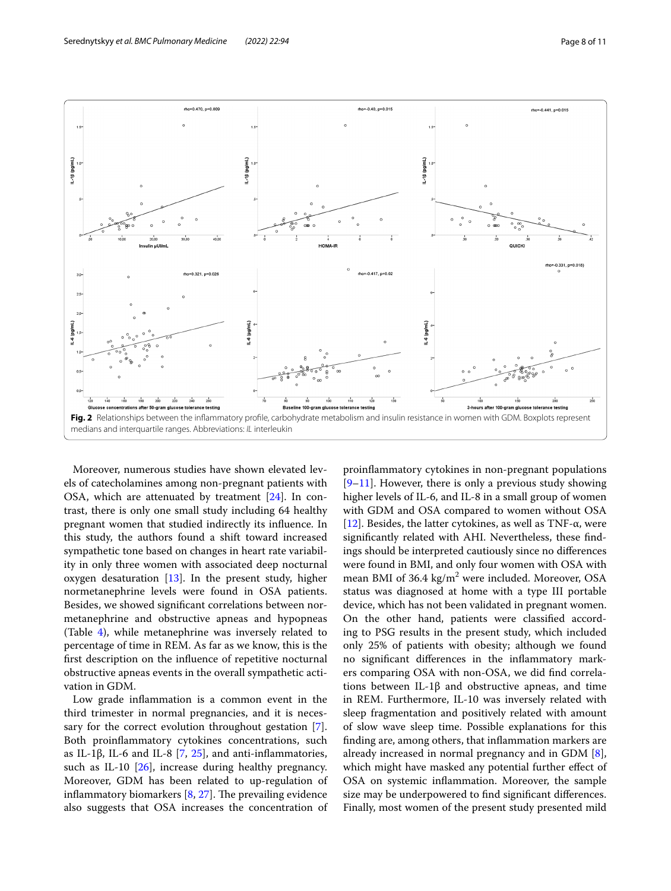**Fig. 2** Relationships between the inflammatory profile, carbohydrate metabolism and insulin resistance in women with GDM. Boxplots represent medians and interquartile ranges. Abbreviations: *IL* interleukin

Moreover, numerous studies have shown elevated levels of catecholamines among non-pregnant patients with OSA, which are attenuated by treatment [24]. In contrast, there is only one small study including 64 healthy pregnant women that studied indirectly its influence. In this study, the authors found a shift toward increased sympathetic tone based on changes in heart rate variability in only three women with associated deep nocturnal oxygen desaturation [13]. In the present study, higher normetanephrine levels were found in OSA patients. Besides, we showed significant correlations between normetanephrine and obstructive apneas and hypopneas (Table 4), while metanephrine was inversely related to percentage of time in REM. As far as we know, this is the first description on the influence of repetitive nocturnal obstructive apneas events in the overall sympathetic activation in GDM.

Low grade inflammation is a common event in the third trimester in normal pregnancies, and it is necessary for the correct evolution throughout gestation [7]. Both proinflammatory cytokines concentrations, such as IL-1β, IL-6 and IL-8 [7, 25], and anti-inflammatories, such as IL-10 [26], increase during healthy pregnancy. Moreover, GDM has been related to up-regulation of inflammatory biomarkers [8, 27]. The prevailing evidence also suggests that OSA increases the concentration of proinflammatory cytokines in non-pregnant populations [9–11]. However, there is only a previous study showing higher levels of IL-6, and IL-8 in a small group of women with GDM and OSA compared to women without OSA [12]. Besides, the latter cytokines, as well as TNF-α, were significantly related with AHI. Nevertheless, these findings should be interpreted cautiously since no differences were found in BMI, and only four women with OSA with mean BMI of 36.4 kg/m$^2$ were included. Moreover, OSA status was diagnosed at home with a type III portable device, which has not been validated in pregnant women. On the other hand, patients were classified according to PSG results in the present study, which included only 25% of patients with obesity; although we found no significant differences in the inflammatory markers comparing OSA with non-OSA, we did find correlations between IL-1β and obstructive apneas, and time in REM. Furthermore, IL-10 was inversely related with sleep fragmentation and positively related with amount of slow wave sleep time. Possible explanations for this finding are, among others, that inflammation markers are already increased in normal pregnancy and in GDM [8], which might have masked any potential further effect of OSA on systemic inflammation. Moreover, the sample size may be underpowered to find significant differences. Finally, most women of the present study presented mild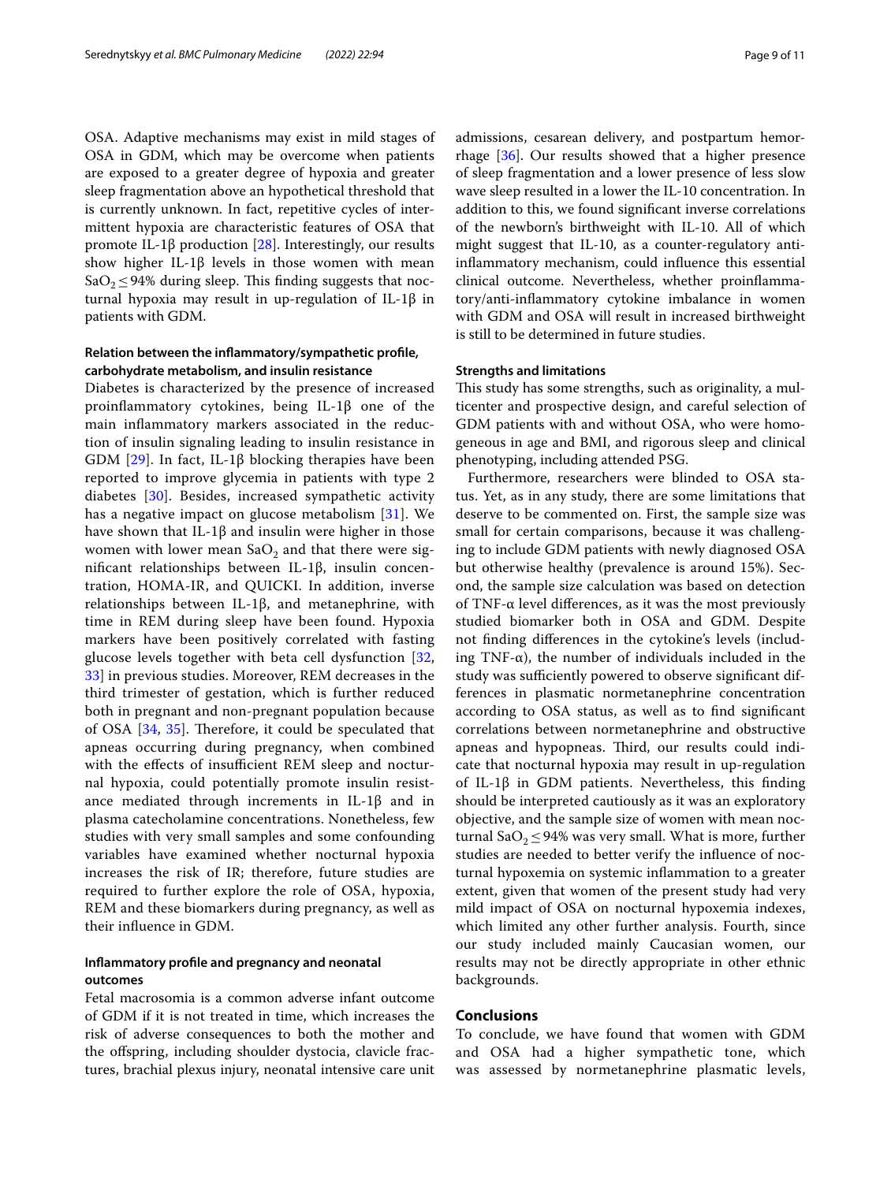OSA. Adaptive mechanisms may exist in mild stages of OSA in GDM, which may be overcome when patients are exposed to a greater degree of hypoxia and greater sleep fragmentation above an hypothetical threshold that is currently unknown. In fact, repetitive cycles of intermittent hypoxia are characteristic features of OSA that promote IL-1β production [28]. Interestingly, our results show higher IL-1β levels in those women with mean $SaO_2 \leq 94\%$ during sleep. This finding suggests that nocturnal hypoxia may result in up-regulation of IL-1β in patients with GDM.

### Relation between the inflammatory/sympathetic profile, carbohydrate metabolism, and insulin resistance

Diabetes is characterized by the presence of increased proinflammatory cytokines, being IL-1β one of the main inflammatory markers associated in the reduction of insulin signaling leading to insulin resistance in GDM [29]. In fact, IL-1β blocking therapies have been reported to improve glycemia in patients with type 2 diabetes [30]. Besides, increased sympathetic activity has a negative impact on glucose metabolism [31]. We have shown that IL-1β and insulin were higher in those women with lower mean $SaO_2$ and that there were significant relationships between IL-1β, insulin concentration, HOMA-IR, and QUICKI. In addition, inverse relationships between IL-1β, and metanephrine, with time in REM during sleep have been found. Hypoxia markers have been positively correlated with fasting glucose levels together with beta cell dysfunction [32, 33] in previous studies. Moreover, REM decreases in the third trimester of gestation, which is further reduced both in pregnant and non-pregnant population because of OSA [34, 35]. Therefore, it could be speculated that apneas occurring during pregnancy, when combined with the effects of insufficient REM sleep and nocturnal hypoxia, could potentially promote insulin resistance mediated through increments in IL-1β and in plasma catecholamine concentrations. Nonetheless, few studies with very small samples and some confounding variables have examined whether nocturnal hypoxia increases the risk of IR; therefore, future studies are required to further explore the role of OSA, hypoxia, REM and these biomarkers during pregnancy, as well as their influence in GDM.

### Inflammatory profile and pregnancy and neonatal outcomes

Fetal macrosomia is a common adverse infant outcome of GDM if it is not treated in time, which increases the risk of adverse consequences to both the mother and the offspring, including shoulder dystocia, clavicle fractures, brachial plexus injury, neonatal intensive care unit admissions, cesarean delivery, and postpartum hemorrhage [36]. Our results showed that a higher presence of sleep fragmentation and a lower presence of less slow wave sleep resulted in a lower the IL-10 concentration. In addition to this, we found significant inverse correlations of the newborn's birthweight with IL-10. All of which might suggest that IL-10, as a counter-regulatory anti-inflammatory mechanism, could influence this essential clinical outcome. Nevertheless, whether proinflammatory/anti-inflammatory cytokine imbalance in women with GDM and OSA will result in increased birthweight is still to be determined in future studies.

### Strengths and limitations

This study has some strengths, such as originality, a multicenter and prospective design, and careful selection of GDM patients with and without OSA, who were homogeneous in age and BMI, and rigorous sleep and clinical phenotyping, including attended PSG.

Furthermore, researchers were blinded to OSA status. Yet, as in any study, there are some limitations that deserve to be commented on. First, the sample size was small for certain comparisons, because it was challenging to include GDM patients with newly diagnosed OSA but otherwise healthy (prevalence is around 15%). Second, the sample size calculation was based on detection of TNF-α level differences, as it was the most previously studied biomarker both in OSA and GDM. Despite not finding differences in the cytokine's levels (including TNF-α), the number of individuals included in the study was sufficiently powered to observe significant differences in plasmatic normetanephrine concentration according to OSA status, as well as to find significant correlations between normetanephrine and obstructive apneas and hypopneas. Third, our results could indicate that nocturnal hypoxia may result in up-regulation of IL-1β in GDM patients. Nevertheless, this finding should be interpreted cautiously as it was an exploratory objective, and the sample size of women with mean nocturnal $SaO_2 \leq 94\%$ was very small. What is more, further studies are needed to better verify the influence of nocturnal hypoxemia on systemic inflammation to a greater extent, given that women of the present study had very mild impact of OSA on nocturnal hypoxemia indexes, which limited any other further analysis. Fourth, since our study included mainly Caucasian women, our results may not be directly appropriate in other ethnic backgrounds.

## Conclusions

To conclude, we have found that women with GDM and OSA had a higher sympathetic tone, which was assessed by normetanephrine plasmatic levels,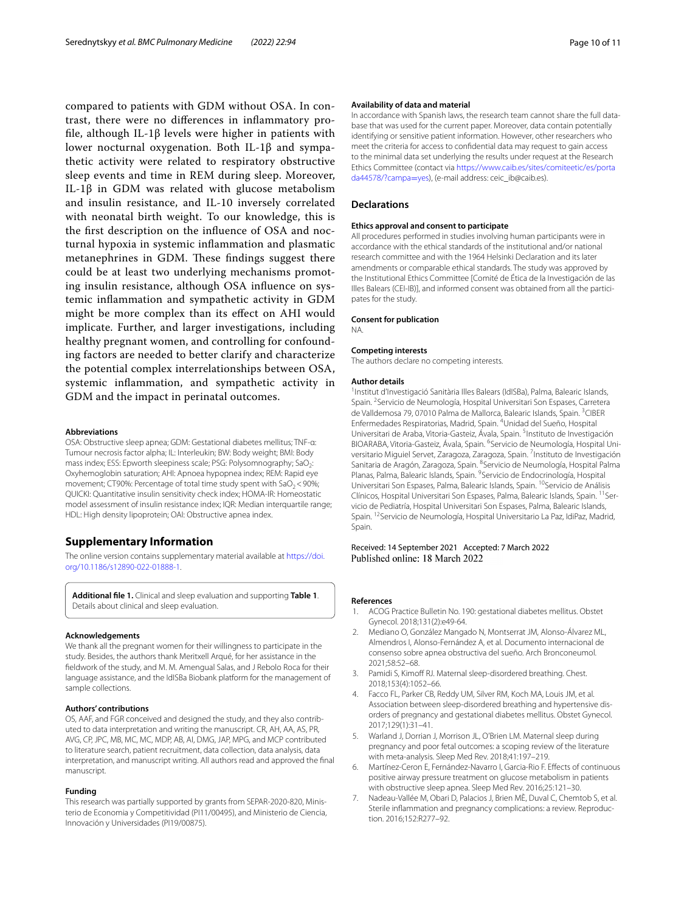compared to patients with GDM without OSA. In contrast, there were no differences in inflammatory profile, although IL-1β levels were higher in patients with lower nocturnal oxygenation. Both IL-1β and sympathetic activity were related to respiratory obstructive sleep events and time in REM during sleep. Moreover, IL-1β in GDM was related with glucose metabolism and insulin resistance, and IL-10 inversely correlated with neonatal birth weight. To our knowledge, this is the first description on the influence of OSA and nocturnal hypoxia in systemic inflammation and plasmatic metanephrines in GDM. These findings suggest there could be at least two underlying mechanisms promoting insulin resistance, although OSA influence on systemic inflammation and sympathetic activity in GDM might be more complex than its effect on AHI would implicate. Further, and larger investigations, including healthy pregnant women, and controlling for confounding factors are needed to better clarify and characterize the potential complex interrelationships between OSA, systemic inflammation, and sympathetic activity in GDM and the impact in perinatal outcomes.

#### Abbreviations

OSA: Obstructive sleep apnea; GDM: Gestational diabetes mellitus; TNF-α: Tumour necrosis factor alpha; IL: Interleukin; BW: Body weight; BMI: Body mass index; ESS: Epworth sleepiness scale; PSG: Polysomnography; $SaO_2$: Oxyhemoglobin saturation; AHI: Apnoea hypopnea index; REM: Rapid eye movement; CT90%: Percentage of total time study spent with $SaO_2 < 90\%$; QUICKI: Quantitative insulin sensitivity check index; HOMA-IR: Homeostatic model assessment of insulin resistance index; IQR: Median interquartile range; HDL: High density lipoprotein; OAI: Obstructive apnea index.

## Supplementary Information

The online version contains supplementary material available at https://doi.org/10.1186/s12890-022-01888-1.

**Additional file 1.** Clinical and sleep evaluation and supporting **Table 1**. Details about clinical and sleep evaluation.

#### Acknowledgements

We thank all the pregnant women for their willingness to participate in the study. Besides, the authors thank Meritxell Arqué, for her assistance in the fieldwork of the study, and M. M. Amengual Salas, and J Rebolo Roca for their language assistance, and the IdISBa Biobank platform for the management of sample collections.

#### Authors' contributions

OS, AAF, and FGR conceived and designed the study, and they also contributed to data interpretation and writing the manuscript. CR, AH, AA, AS, PR, AVG, CP, JPC, MB, MC, MC, MDP, AB, AI, DMG, JAP, MPG, and MCP contributed to literature search, patient recruitment, data collection, data analysis, data interpretation, and manuscript writing. All authors read and approved the final manuscript.

#### Funding

This research was partially supported by grants from SEPAR-2020-820, Ministerio de Economia y Competitividad (PI11/00495), and Ministerio de Ciencia, Innovación y Universidades (PI19/00875).

#### Availability of data and material

In accordance with Spanish laws, the research team cannot share the full database that was used for the current paper. Moreover, data contain potentially identifying or sensitive patient information. However, other researchers who meet the criteria for access to confidential data may request to gain access to the minimal data set underlying the results under request at the Research Ethics Committee (contact via https://www.caib.es/sites/comiteetic/es/portada44578/?campa=yes), (e-mail address: ceic_ib@caib.es).

## Declarations

#### Ethics approval and consent to participate

All procedures performed in studies involving human participants were in accordance with the ethical standards of the institutional and/or national research committee and with the 1964 Helsinki Declaration and its later amendments or comparable ethical standards. The study was approved by the Institutional Ethics Committee [Comité de Ética de la Investigación de les Illes Balears (CEI-IB)], and informed consent was obtained from all the participates for the study.

#### Consent for publication

NA.

#### Competing interests

The authors declare no competing interests.

#### Author details

[1]Institut d'Investigació Sanitària Illes Balears (IdISBa), Palma, Balearic Islands, Spain. [2]Servicio de Neumología, Hospital Universitari Son Espases, Carretera de Valldemosa 79, 07010 Palma de Mallorca, Balearic Islands, Spain. [3]CIBER Enfermedades Respiratorias, Madrid, Spain. [4]Unidad del Sueño, Hospital Universitari de Araba, Vitoria-Gasteiz, Ávala, Spain. [5]Instituto de Investigación BIOARABA, Vitoria-Gasteiz, Ávala, Spain. [6]Servicio de Neumología, Hospital Universitario Miguiel Servet, Zaragoza, Zaragoza, Spain. [7]Instituto de Investigación Sanitaria de Aragón, Zaragoza, Spain. [8]Servicio de Neumología, Hospital Palma Planas, Palma, Balearic Islands, Spain. [9]Servicio de Endocrinología, Hospital Universitari Son Espases, Palma, Balearic Islands, Spain. [10]Servicio de Análisis Clínicos, Hospital Universitari Son Espases, Palma, Balearic Islands, Spain. [11]Servicio de Pediatría, Hospital Universitari Son Espases, Palma, Balearic Islands, Spain. [12]Servicio de Neumología, Hospital Universitario La Paz, IdiPaz, Madrid, Spain.

Received: 14 September 2021 Accepted: 7 March 2022
Published online: 18 March 2022

#### References

1. ACOG Practice Bulletin No. 190: gestational diabetes mellitus. Obstet Gynecol. 2018;131(2):e49-64.
2. Mediano O, González Mangado N, Montserrat JM, Alonso-Álvarez ML, Almendros I, Alonso-Fernández A, et al. Documento internacional de consenso sobre apnea obstructiva del sueño. Arch Bronconeumol. 2021;58:52–68.
3. Pamidi S, Kimoff RJ. Maternal sleep-disordered breathing. Chest. 2018;153(4):1052–66.
4. Facco FL, Parker CB, Reddy UM, Silver RM, Koch MA, Louis JM, et al. Association between sleep-disordered breathing and hypertensive disorders of pregnancy and gestational diabetes mellitus. Obstet Gynecol. 2017;129(1):31–41.
5. Warland J, Dorrian J, Morrison JL, O'Brien LM. Maternal sleep during pregnancy and poor fetal outcomes: a scoping review of the literature with meta-analysis. Sleep Med Rev. 2018;41:197–219.
6. Martínez-Ceron E, Fernández-Navarro I, Garcia-Rio F. Effects of continuous positive airway pressure treatment on glucose metabolism in patients with obstructive sleep apnea. Sleep Med Rev. 2016;25:121–30.
7. Nadeau-Vallée M, Obari D, Palacios J, Brien MÈ, Duval C, Chemtob S, et al. Sterile inflammation and pregnancy complications: a review. Reproduction. 2016;152:R277–92.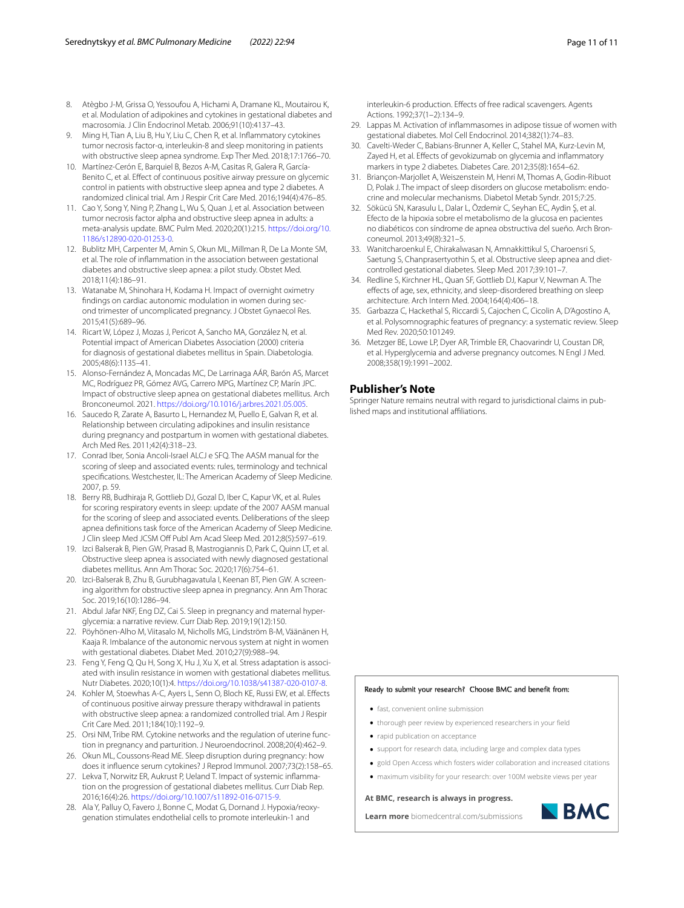8. Atègbo J-M, Grissa O, Yessoufou A, Hichami A, Dramane KL, Moutairou K, et al. Modulation of adipokines and cytokines in gestational diabetes and macrosomia. J Clin Endocrinol Metab. 2006;91(10):4137–43.
9. Ming H, Tian A, Liu B, Hu Y, Liu C, Chen R, et al. Inflammatory cytokines tumor necrosis factor-α, interleukin-8 and sleep monitoring in patients with obstructive sleep apnea syndrome. Exp Ther Med. 2018;17:1766–70.
10. Martínez-Cerón E, Barquiel B, Bezos A-M, Casitas R, Galera R, García-Benito C, et al. Effect of continuous positive airway pressure on glycemic control in patients with obstructive sleep apnea and type 2 diabetes. A randomized clinical trial. Am J Respir Crit Care Med. 2016;194(4):476–85.
11. Cao Y, Song Y, Ning P, Zhang L, Wu S, Quan J, et al. Association between tumor necrosis factor alpha and obstructive sleep apnea in adults: a meta-analysis update. BMC Pulm Med. 2020;20(1):215. https://doi.org/10.1186/s12890-020-01253-0.
12. Bublitz MH, Carpenter M, Amin S, Okun ML, Millman R, De La Monte SM, et al. The role of inflammation in the association between gestational diabetes and obstructive sleep apnea: a pilot study. Obstet Med. 2018;11(4):186–91.
13. Watanabe M, Shinohara H, Kodama H. Impact of overnight oximetry findings on cardiac autonomic modulation in women during second trimester of uncomplicated pregnancy. J Obstet Gynaecol Res. 2015;41(5):689–96.
14. Ricart W, López J, Mozas J, Pericot A, Sancho MA, González N, et al. Potential impact of American Diabetes Association (2000) criteria for diagnosis of gestational diabetes mellitus in Spain. Diabetologia. 2005;48(6):1135–41.
15. Alonso-Fernández A, Moncadas MC, De Larrinaga AÁR, Barón AS, Marcet MC, Rodríguez PR, Gómez AVG, Carrero MPG, Martínez CP, Marín JPC. Impact of obstructive sleep apnea on gestational diabetes mellitus. Arch Bronconeumol. 2021. https://doi.org/10.1016/j.arbres.2021.05.005.
16. Saucedo R, Zarate A, Basurto L, Hernandez M, Puello E, Galvan R, et al. Relationship between circulating adipokines and insulin resistance during pregnancy and postpartum in women with gestational diabetes. Arch Med Res. 2011;42(4):318–23.
17. Conrad Iber, Sonia Ancoli-Israel ALCJ e SFQ. The AASM manual for the scoring of sleep and associated events: rules, terminology and technical specifications. Westchester, IL: The American Academy of Sleep Medicine. 2007, p. 59.
18. Berry RB, Budhiraja R, Gottlieb DJ, Gozal D, Iber C, Kapur VK, et al. Rules for scoring respiratory events in sleep: update of the 2007 AASM manual for the scoring of sleep and associated events. Deliberations of the sleep apnea definitions task force of the American Academy of Sleep Medicine. J Clin sleep Med JCSM Off Publ Am Acad Sleep Med. 2012;8(5):597–619.
19. Izci Balserak B, Pien GW, Prasad B, Mastrogiannis D, Park C, Quinn LT, et al. Obstructive sleep apnea is associated with newly diagnosed gestational diabetes mellitus. Ann Am Thorac Soc. 2020;17(6):754–61.
20. Izci-Balserak B, Zhu B, Gurubhagavatula I, Keenan BT, Pien GW. A screening algorithm for obstructive sleep apnea in pregnancy. Ann Am Thorac Soc. 2019;16(10):1286–94.
21. Abdul Jafar NKF, Eng DZ, Cai S. Sleep in pregnancy and maternal hyperglycemia: a narrative review. Curr Diab Rep. 2019;19(12):150.
22. Pöyhönen-Alho M, Viitasalo M, Nicholls MG, Lindström B-M, Väänänen H, Kaaja R. Imbalance of the autonomic nervous system at night in women with gestational diabetes. Diabet Med. 2010;27(9):988–94.
23. Feng Y, Feng Q, Qu H, Song X, Hu J, Xu X, et al. Stress adaptation is associated with insulin resistance in women with gestational diabetes mellitus. Nutr Diabetes. 2020;10(1):4. https://doi.org/10.1038/s41387-020-0107-8.
24. Kohler M, Stoewhas A-C, Ayers L, Senn O, Bloch KE, Russi EW, et al. Effects of continuous positive airway pressure therapy withdrawal in patients with obstructive sleep apnea: a randomized controlled trial. Am J Respir Crit Care Med. 2011;184(10):1192–9.
25. Orsi NM, Tribe RM. Cytokine networks and the regulation of uterine function in pregnancy and parturition. J Neuroendocrinol. 2008;20(4):462–9.
26. Okun ML, Coussons-Read ME. Sleep disruption during pregnancy: how does it influence serum cytokines? J Reprod Immunol. 2007;73(2):158–65.
27. Lekva T, Norwitz ER, Aukrust P, Ueland T. Impact of systemic inflammation on the progression of gestational diabetes mellitus. Curr Diab Rep. 2016;16(4):26. https://doi.org/10.1007/s11892-016-0715-9.
28. Ala Y, Palluy O, Favero J, Bonne C, Modat G, Dornand J. Hypoxia/reoxygenation stimulates endothelial cells to promote interleukin-1 and interleukin-6 production. Effects of free radical scavengers. Agents Actions. 1992;37(1–2):134–9.
29. Lappas M. Activation of inflammasomes in adipose tissue of women with gestational diabetes. Mol Cell Endocrinol. 2014;382(1):74–83.
30. Cavelti-Weder C, Babians-Brunner A, Keller C, Stahel MA, Kurz-Levin M, Zayed H, et al. Effects of gevokizumab on glycemia and inflammatory markers in type 2 diabetes. Diabetes Care. 2012;35(8):1654–62.
31. Briançon-Marjollet A, Weiszenstein M, Henri M, Thomas A, Godin-Ribuot D, Polak J. The impact of sleep disorders on glucose metabolism: endocrine and molecular mechanisms. Diabetol Metab Syndr. 2015;7:25.
32. Sökücü SN, Karasulu L, Dalar L, Özdemir C, Seyhan EC, Aydin Ş, et al. Efecto de la hipoxia sobre el metabolismo de la glucosa en pacientes no diabéticos con síndrome de apnea obstructiva del sueño. Arch Bronconeumol. 2013;49(8):321–5.
33. Wanitcharoenkul E, Chirakalwasan N, Amnakkittikul S, Charoensri S, Saetung S, Chanprasertyothin S, et al. Obstructive sleep apnea and diet-controlled gestational diabetes. Sleep Med. 2017;39:101–7.
34. Redline S, Kirchner HL, Quan SF, Gottlieb DJ, Kapur V, Newman A. The effects of age, sex, ethnicity, and sleep-disordered breathing on sleep architecture. Arch Intern Med. 2004;164(4):406–18.
35. Garbazza C, Hackethal S, Riccardi S, Cajochen C, Cicolin A, D'Agostino A, et al. Polysomnographic features of pregnancy: a systematic review. Sleep Med Rev. 2020;50:101249.
36. Metzger BE, Lowe LP, Dyer AR, Trimble ER, Chaovarindr U, Coustan DR, et al. Hyperglycemia and adverse pregnancy outcomes. N Engl J Med. 2008;358(19):1991–2002.

## Publisher's Note

Springer Nature remains neutral with regard to jurisdictional claims in published maps and institutional affiliations.

Ready to submit your research? Choose BMC and benefit from:

- fast, convenient online submission
- thorough peer review by experienced researchers in your field
- rapid publication on acceptance
- support for research data, including large and complex data types
- gold Open Access which fosters wider collaboration and increased citations
- maximum visibility for your research: over 100M website views per year

**At BMC, research is always in progress.**

**Learn more** biomedcentral.com/submissions

BMC